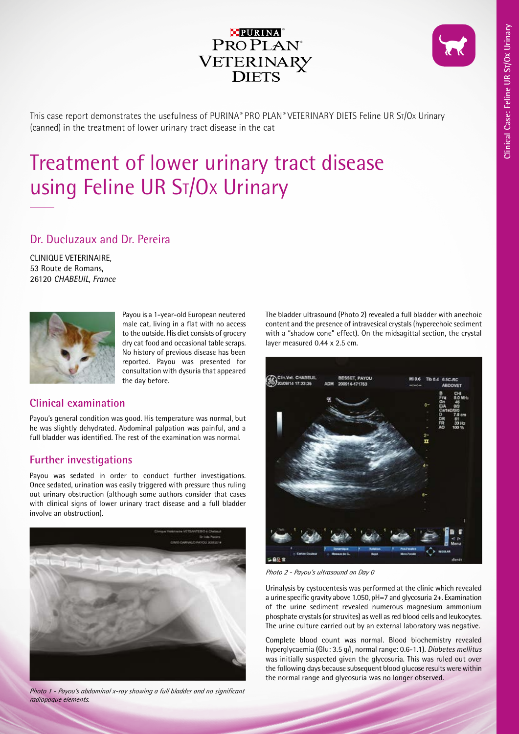This case report demonstrates the usefulness of PURINA® PRO PLAN® VETERINARY DIETS Feline UR St/Ox Urinary (canned) in the treatment of lower urinary tract disease in the cat

# Treatment of lower urinary tract disease using Feline UR St/Ox Urinary

## Dr. Ducluzaux and Dr. Pereira

CLINIQUE VETERINAIRE,
53 Route de Romans,
26120 *CHABEUIL, France*

Payou is a 1-year-old European neutered male cat, living in a flat with no access to the outside. His diet consists of grocery dry cat food and occasional table scraps. No history of previous disease has been reported. Payou was presented for consultation with dysuria that appeared the day before.

### Clinical examination

Payou's general condition was good. His temperature was normal, but he was slightly dehydrated. Abdominal palpation was painful, and a full bladder was identified. The rest of the examination was normal.

### Further investigations

Payou was sedated in order to conduct further investigations. Once sedated, urination was easily triggered with pressure thus ruling out urinary obstruction (although some authors consider that cases with clinical signs of lower urinary tract disease and a full bladder involve an obstruction).

*Photo 1 - Payou's abdominal x-ray showing a full bladder and no significant radiopaque elements.*

The bladder ultrasound (Photo 2) revealed a full bladder with anechoic content and the presence of intravesical crystals (hyperechoic sediment with a "shadow cone" effect). On the midsagittal section, the crystal layer measured 0.44 x 2.5 cm.

*Photo 2 - Payou's ultrasound on Day 0*

Urinalysis by cystocentesis was performed at the clinic which revealed a urine specific gravity above 1.050, pH=7 and glycosuria 2+. Examination of the urine sediment revealed numerous magnesium ammonium phosphate crystals (or struvites) as well as red blood cells and leukocytes. The urine culture carried out by an external laboratory was negative.

Complete blood count was normal. Blood biochemistry revealed hyperglycaemia (Glu: 3.5 g/l, normal range: 0.6-1.1). *Diabetes mellitus* was initially suspected given the glycosuria. This was ruled out over the following days because subsequent blood glucose results were within the normal range and glycosuria was no longer observed.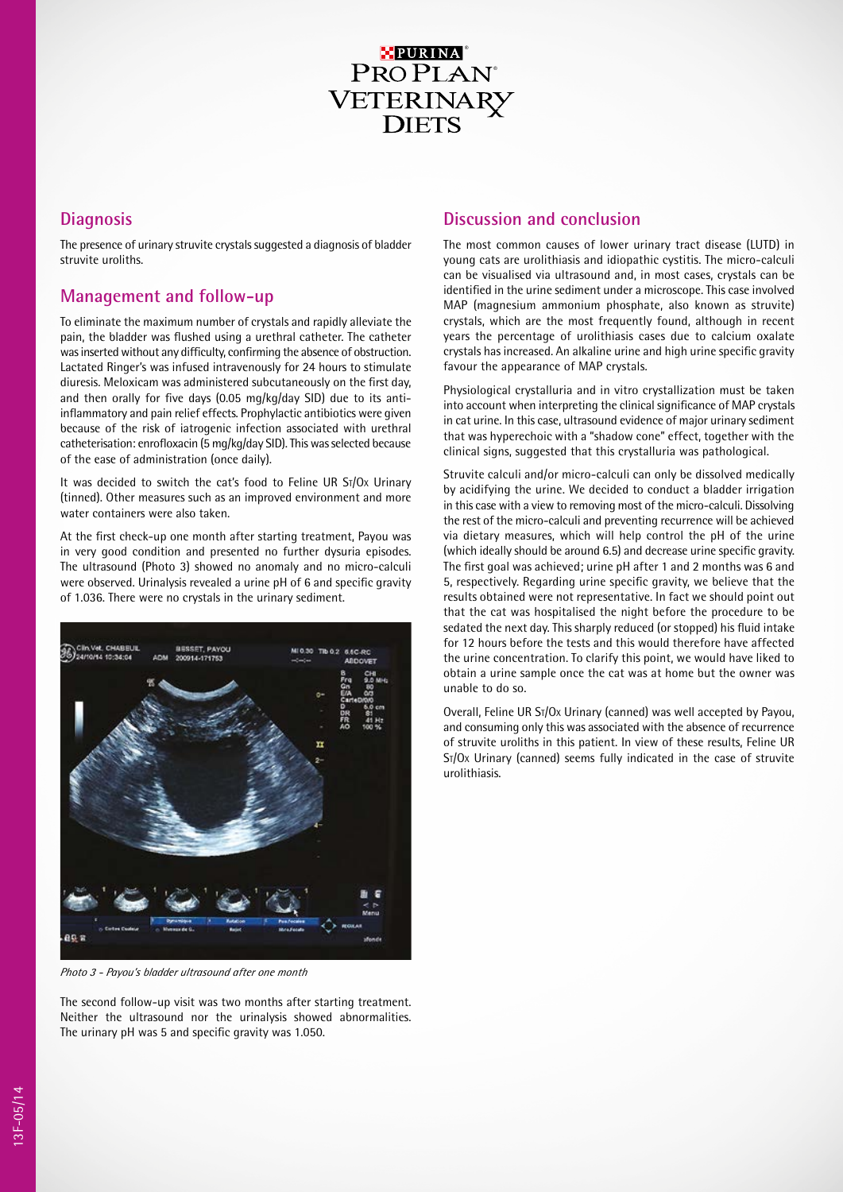## Diagnosis

The presence of urinary struvite crystals suggested a diagnosis of bladder struvite uroliths.

## Management and follow-up

To eliminate the maximum number of crystals and rapidly alleviate the pain, the bladder was flushed using a urethral catheter. The catheter was inserted without any difficulty, confirming the absence of obstruction. Lactated Ringer's was infused intravenously for 24 hours to stimulate diuresis. Meloxicam was administered subcutaneously on the first day, and then orally for five days (0.05 mg/kg/day SID) due to its anti-inflammatory and pain relief effects. Prophylactic antibiotics were given because of the risk of iatrogenic infection associated with urethral catheterisation: enrofloxacin (5 mg/kg/day SID). This was selected because of the ease of administration (once daily).

It was decided to switch the cat's food to Feline UR St/Ox Urinary (tinned). Other measures such as an improved environment and more water containers were also taken.

At the first check-up one month after starting treatment, Payou was in very good condition and presented no further dysuria episodes. The ultrasound (Photo 3) showed no anomaly and no micro-calculi were observed. Urinalysis revealed a urine pH of 6 and specific gravity of 1.036. There were no crystals in the urinary sediment.

*Photo 3 - Payou's bladder ultrasound after one month*

The second follow-up visit was two months after starting treatment. Neither the ultrasound nor the urinalysis showed abnormalities. The urinary pH was 5 and specific gravity was 1.050.

## Discussion and conclusion

The most common causes of lower urinary tract disease (LUTD) in young cats are urolithiasis and idiopathic cystitis. The micro-calculi can be visualised via ultrasound and, in most cases, crystals can be identified in the urine sediment under a microscope. This case involved MAP (magnesium ammonium phosphate, also known as struvite) crystals, which are the most frequently found, although in recent years the percentage of urolithiasis cases due to calcium oxalate crystals has increased. An alkaline urine and high urine specific gravity favour the appearance of MAP crystals.

Physiological crystalluria and in vitro crystallization must be taken into account when interpreting the clinical significance of MAP crystals in cat urine. In this case, ultrasound evidence of major urinary sediment that was hyperechoic with a "shadow cone" effect, together with the clinical signs, suggested that this crystalluria was pathological.

Struvite calculi and/or micro-calculi can only be dissolved medically by acidifying the urine. We decided to conduct a bladder irrigation in this case with a view to removing most of the micro-calculi. Dissolving the rest of the micro-calculi and preventing recurrence will be achieved via dietary measures, which will help control the pH of the urine (which ideally should be around 6.5) and decrease urine specific gravity. The first goal was achieved; urine pH after 1 and 2 months was 6 and 5, respectively. Regarding urine specific gravity, we believe that the results obtained were not representative. In fact we should point out that the cat was hospitalised the night before the procedure to be sedated the next day. This sharply reduced (or stopped) his fluid intake for 12 hours before the tests and this would therefore have affected the urine concentration. To clarify this point, we would have liked to obtain a urine sample once the cat was at home but the owner was unable to do so.

Overall, Feline UR St/Ox Urinary (canned) was well accepted by Payou, and consuming only this was associated with the absence of recurrence of struvite uroliths in this patient. In view of these results, Feline UR St/Ox Urinary (canned) seems fully indicated in the case of struvite urolithiasis.